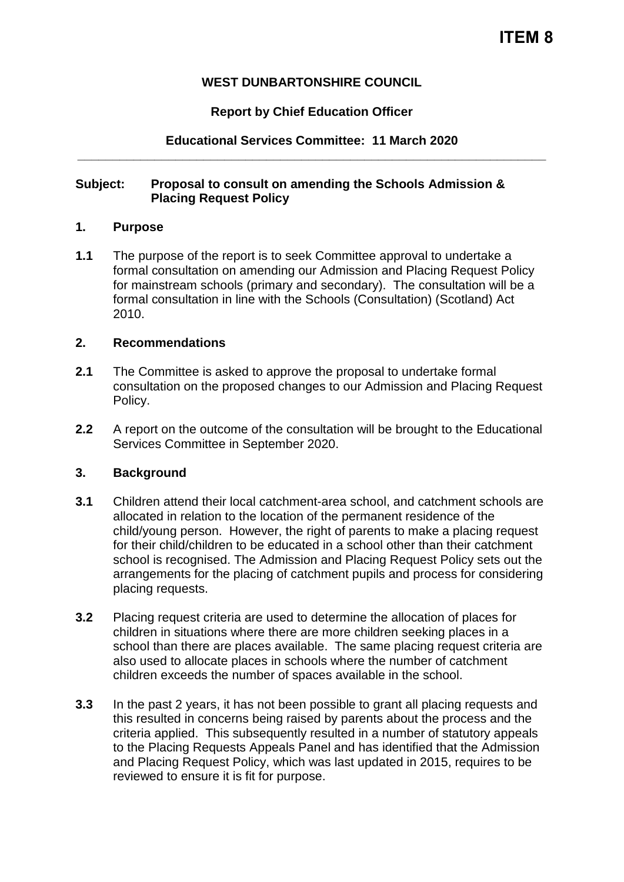**ITEM 8**

**WEST DUNBARTONSHIRE COUNCIL**

**Report by Chief Education Officer**

**Educational Services Committee: 11 March 2020**

---

**Subject: Proposal to consult on amending the Schools Admission & Placing Request Policy**

## 1. Purpose

**1.1** The purpose of the report is to seek Committee approval to undertake a formal consultation on amending our Admission and Placing Request Policy for mainstream schools (primary and secondary). The consultation will be a formal consultation in line with the Schools (Consultation) (Scotland) Act 2010.

## 2. Recommendations

**2.1** The Committee is asked to approve the proposal to undertake formal consultation on the proposed changes to our Admission and Placing Request Policy.

**2.2** A report on the outcome of the consultation will be brought to the Educational Services Committee in September 2020.

## 3. Background

**3.1** Children attend their local catchment-area school, and catchment schools are allocated in relation to the location of the permanent residence of the child/young person. However, the right of parents to make a placing request for their child/children to be educated in a school other than their catchment school is recognised. The Admission and Placing Request Policy sets out the arrangements for the placing of catchment pupils and process for considering placing requests.

**3.2** Placing request criteria are used to determine the allocation of places for children in situations where there are more children seeking places in a school than there are places available. The same placing request criteria are also used to allocate places in schools where the number of catchment children exceeds the number of spaces available in the school.

**3.3** In the past 2 years, it has not been possible to grant all placing requests and this resulted in concerns being raised by parents about the process and the criteria applied. This subsequently resulted in a number of statutory appeals to the Placing Requests Appeals Panel and has identified that the Admission and Placing Request Policy, which was last updated in 2015, requires to be reviewed to ensure it is fit for purpose.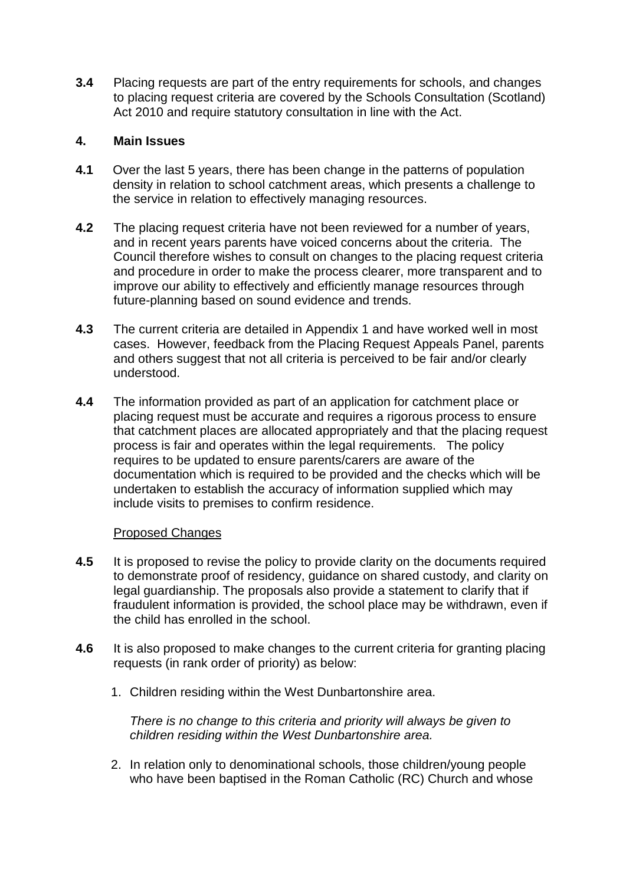**3.4** Placing requests are part of the entry requirements for schools, and changes to placing request criteria are covered by the Schools Consultation (Scotland) Act 2010 and require statutory consultation in line with the Act.

## 4. Main Issues

**4.1** Over the last 5 years, there has been change in the patterns of population density in relation to school catchment areas, which presents a challenge to the service in relation to effectively managing resources.

**4.2** The placing request criteria have not been reviewed for a number of years, and in recent years parents have voiced concerns about the criteria. The Council therefore wishes to consult on changes to the placing request criteria and procedure in order to make the process clearer, more transparent and to improve our ability to effectively and efficiently manage resources through future-planning based on sound evidence and trends.

**4.3** The current criteria are detailed in Appendix 1 and have worked well in most cases. However, feedback from the Placing Request Appeals Panel, parents and others suggest that not all criteria is perceived to be fair and/or clearly understood.

**4.4** The information provided as part of an application for catchment place or placing request must be accurate and requires a rigorous process to ensure that catchment places are allocated appropriately and that the placing request process is fair and operates within the legal requirements. The policy requires to be updated to ensure parents/carers are aware of the documentation which is required to be provided and the checks which will be undertaken to establish the accuracy of information supplied which may include visits to premises to confirm residence.

Proposed Changes

**4.5** It is proposed to revise the policy to provide clarity on the documents required to demonstrate proof of residency, guidance on shared custody, and clarity on legal guardianship. The proposals also provide a statement to clarify that if fraudulent information is provided, the school place may be withdrawn, even if the child has enrolled in the school.

**4.6** It is also proposed to make changes to the current criteria for granting placing requests (in rank order of priority) as below:

1. Children residing within the West Dunbartonshire area.

   *There is no change to this criteria and priority will always be given to children residing within the West Dunbartonshire area.*

2. In relation only to denominational schools, those children/young people who have been baptised in the Roman Catholic (RC) Church and whose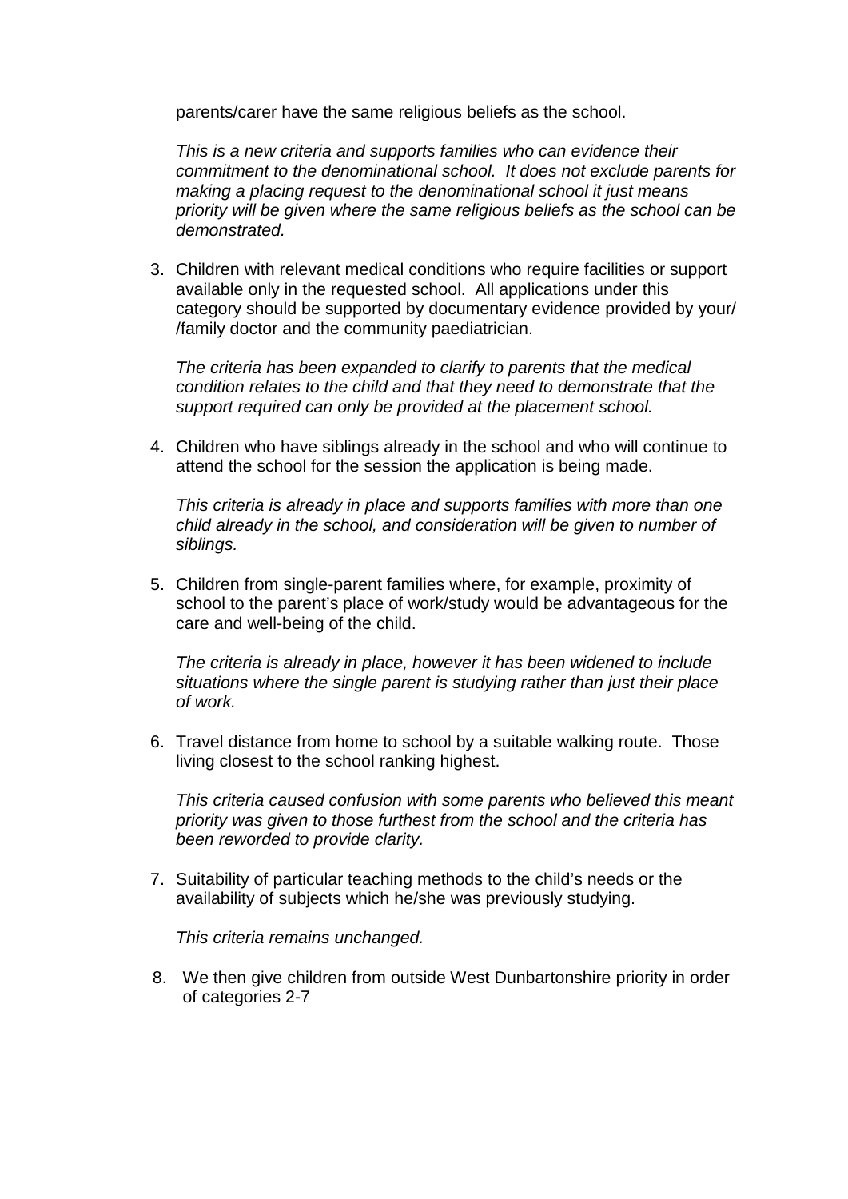parents/carer have the same religious beliefs as the school.

*This is a new criteria and supports families who can evidence their commitment to the denominational school. It does not exclude parents for making a placing request to the denominational school it just means priority will be given where the same religious beliefs as the school can be demonstrated.*

3. Children with relevant medical conditions who require facilities or support available only in the requested school. All applications under this category should be supported by documentary evidence provided by your/ /family doctor and the community paediatrician.

   *The criteria has been expanded to clarify to parents that the medical condition relates to the child and that they need to demonstrate that the support required can only be provided at the placement school.*

4. Children who have siblings already in the school and who will continue to attend the school for the session the application is being made.

   *This criteria is already in place and supports families with more than one child already in the school, and consideration will be given to number of siblings.*

5. Children from single-parent families where, for example, proximity of school to the parent's place of work/study would be advantageous for the care and well-being of the child.

   *The criteria is already in place, however it has been widened to include situations where the single parent is studying rather than just their place of work.*

6. Travel distance from home to school by a suitable walking route. Those living closest to the school ranking highest.

   *This criteria caused confusion with some parents who believed this meant priority was given to those furthest from the school and the criteria has been reworded to provide clarity.*

7. Suitability of particular teaching methods to the child's needs or the availability of subjects which he/she was previously studying.

   *This criteria remains unchanged.*

8. We then give children from outside West Dunbartonshire priority in order of categories 2-7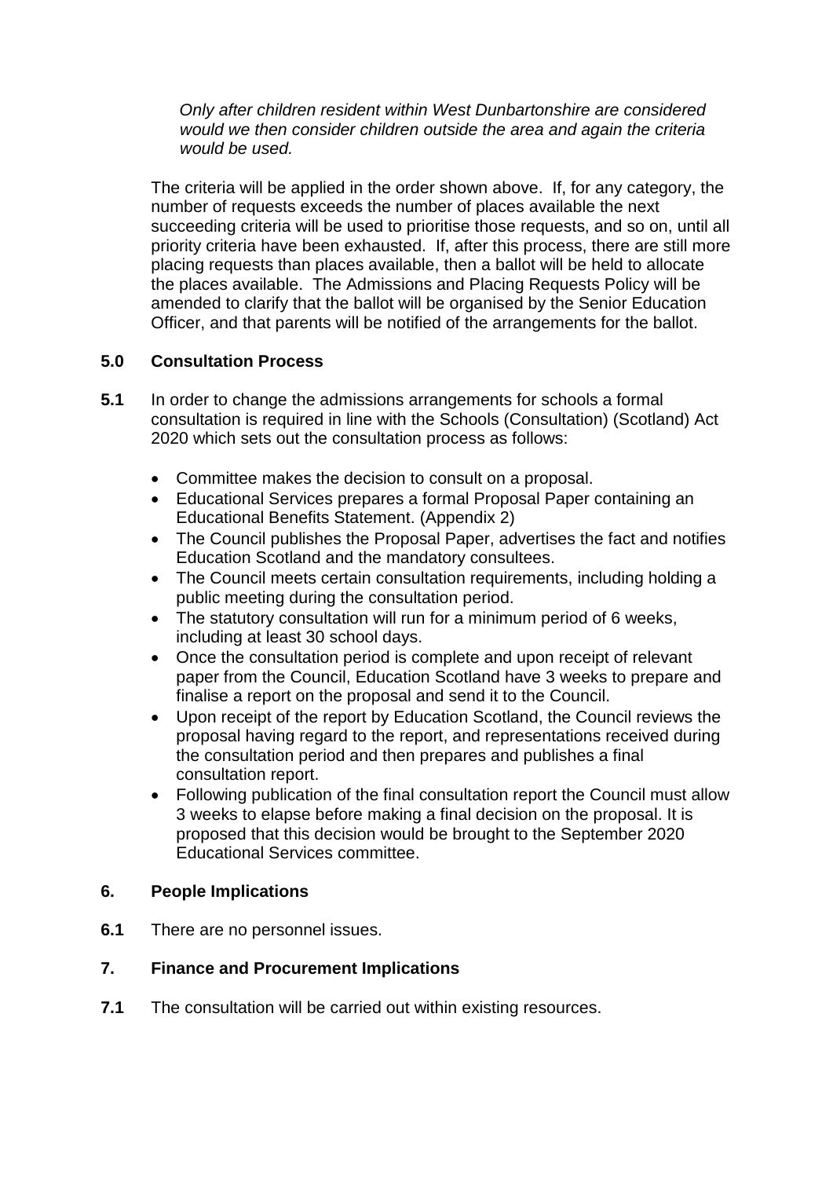*Only after children resident within West Dunbartonshire are considered would we then consider children outside the area and again the criteria would be used.*

The criteria will be applied in the order shown above. If, for any category, the number of requests exceeds the number of places available the next succeeding criteria will be used to prioritise those requests, and so on, until all priority criteria have been exhausted. If, after this process, there are still more placing requests than places available, then a ballot will be held to allocate the places available. The Admissions and Placing Requests Policy will be amended to clarify that the ballot will be organised by the Senior Education Officer, and that parents will be notified of the arrangements for the ballot.

## 5.0 Consultation Process

**5.1** In order to change the admissions arrangements for schools a formal consultation is required in line with the Schools (Consultation) (Scotland) Act 2020 which sets out the consultation process as follows:

- Committee makes the decision to consult on a proposal.
- Educational Services prepares a formal Proposal Paper containing an Educational Benefits Statement. (Appendix 2)
- The Council publishes the Proposal Paper, advertises the fact and notifies Education Scotland and the mandatory consultees.
- The Council meets certain consultation requirements, including holding a public meeting during the consultation period.
- The statutory consultation will run for a minimum period of 6 weeks, including at least 30 school days.
- Once the consultation period is complete and upon receipt of relevant paper from the Council, Education Scotland have 3 weeks to prepare and finalise a report on the proposal and send it to the Council.
- Upon receipt of the report by Education Scotland, the Council reviews the proposal having regard to the report, and representations received during the consultation period and then prepares and publishes a final consultation report.
- Following publication of the final consultation report the Council must allow 3 weeks to elapse before making a final decision on the proposal. It is proposed that this decision would be brought to the September 2020 Educational Services committee.

## 6. People Implications

**6.1** There are no personnel issues.

## 7. Finance and Procurement Implications

**7.1** The consultation will be carried out within existing resources.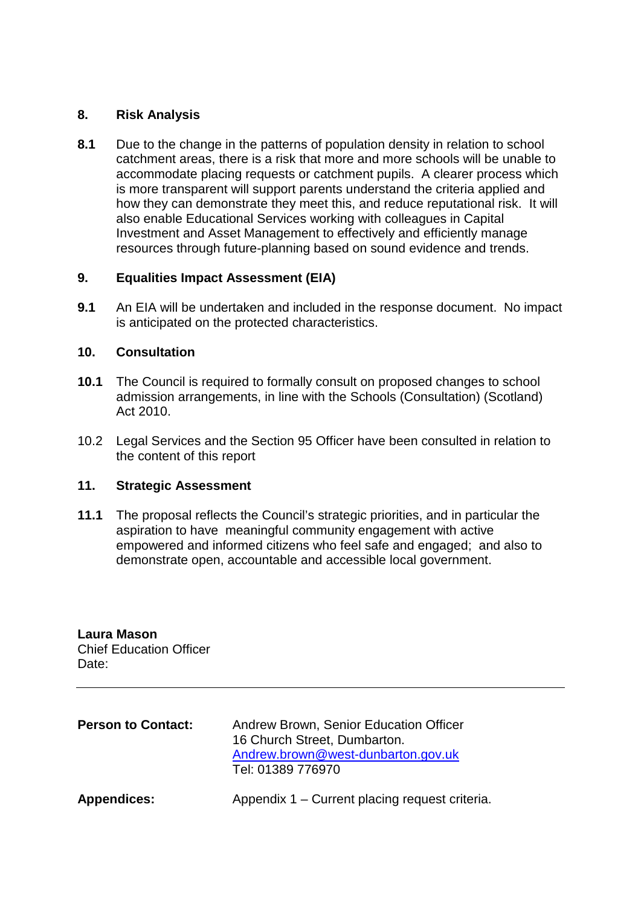## 8. Risk Analysis

**8.1** Due to the change in the patterns of population density in relation to school catchment areas, there is a risk that more and more schools will be unable to accommodate placing requests or catchment pupils. A clearer process which is more transparent will support parents understand the criteria applied and how they can demonstrate they meet this, and reduce reputational risk. It will also enable Educational Services working with colleagues in Capital Investment and Asset Management to effectively and efficiently manage resources through future-planning based on sound evidence and trends.

## 9. Equalities Impact Assessment (EIA)

**9.1** An EIA will be undertaken and included in the response document. No impact is anticipated on the protected characteristics.

## 10. Consultation

**10.1** The Council is required to formally consult on proposed changes to school admission arrangements, in line with the Schools (Consultation) (Scotland) Act 2010.

10.2 Legal Services and the Section 95 Officer have been consulted in relation to the content of this report

## 11. Strategic Assessment

**11.1** The proposal reflects the Council's strategic priorities, and in particular the aspiration to have meaningful community engagement with active empowered and informed citizens who feel safe and engaged; and also to demonstrate open, accountable and accessible local government.

**Laura Mason**
Chief Education Officer
Date:

---

**Person to Contact:** Andrew Brown, Senior Education Officer
16 Church Street, Dumbarton.
Andrew.brown@west-dunbarton.gov.uk
Tel: 01389 776970

**Appendices:** Appendix 1 – Current placing request criteria.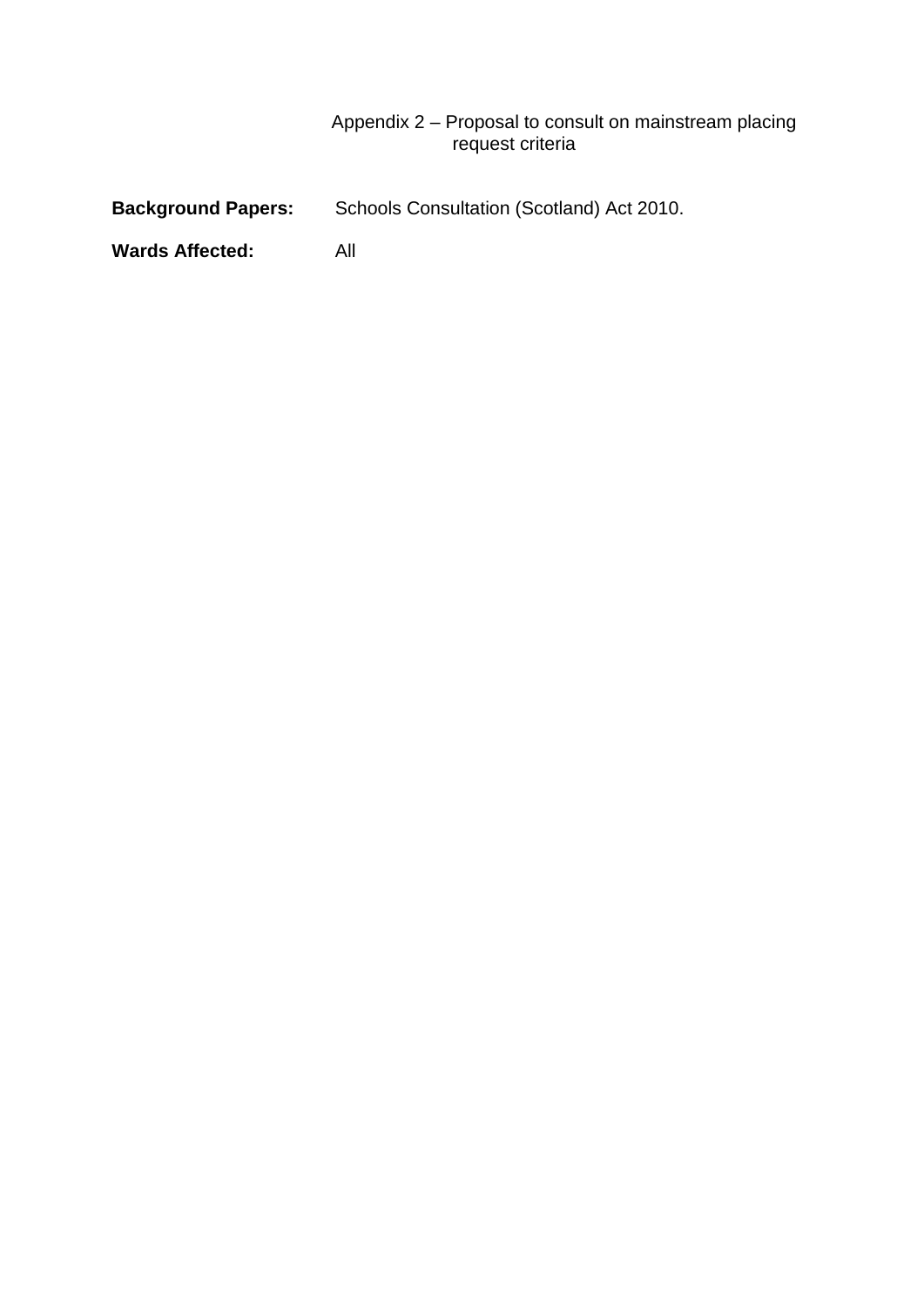Appendix 2 – Proposal to consult on mainstream placing request criteria

**Background Papers:** Schools Consultation (Scotland) Act 2010.

**Wards Affected:** All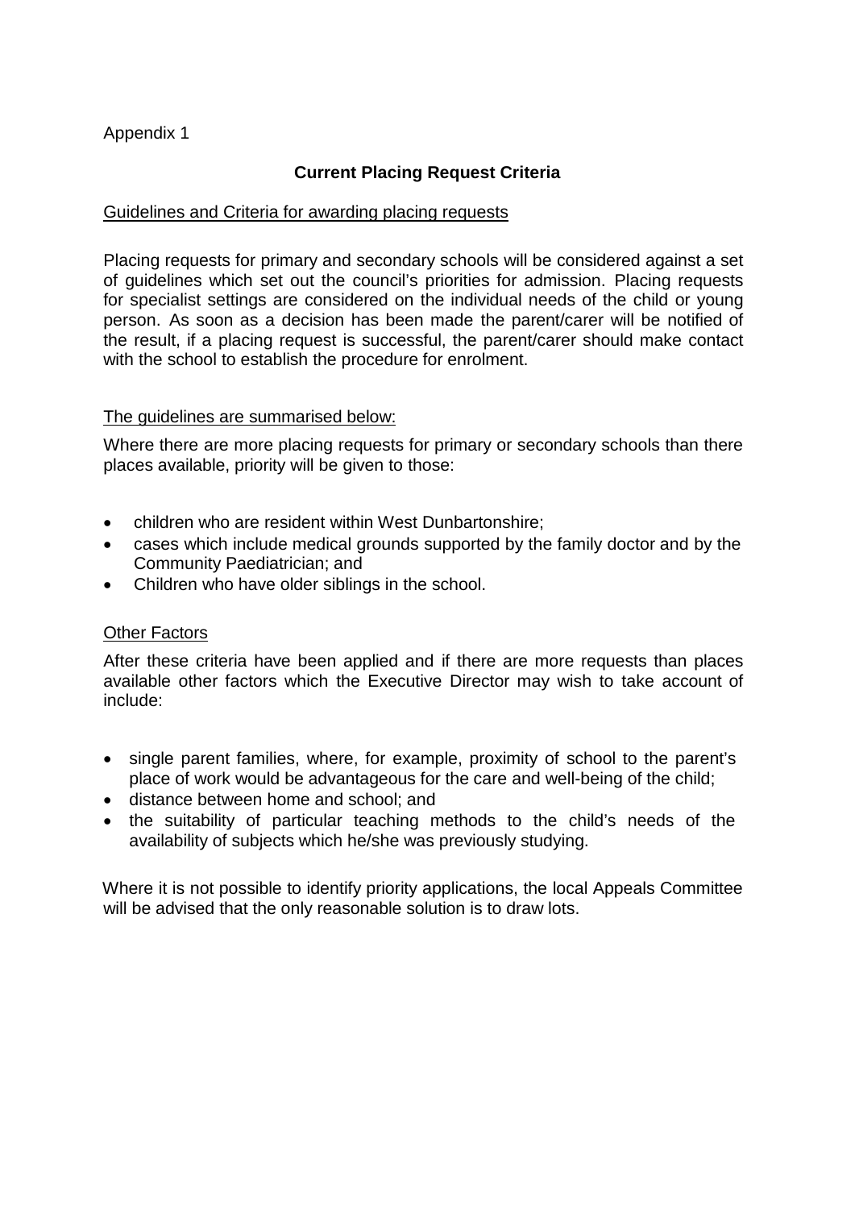Appendix 1

## Current Placing Request Criteria

Guidelines and Criteria for awarding placing requests

Placing requests for primary and secondary schools will be considered against a set of guidelines which set out the council's priorities for admission. Placing requests for specialist settings are considered on the individual needs of the child or young person. As soon as a decision has been made the parent/carer will be notified of the result, if a placing request is successful, the parent/carer should make contact with the school to establish the procedure for enrolment.

The guidelines are summarised below:

Where there are more placing requests for primary or secondary schools than there places available, priority will be given to those:

- children who are resident within West Dunbartonshire;
- cases which include medical grounds supported by the family doctor and by the Community Paediatrician; and
- Children who have older siblings in the school.

Other Factors

After these criteria have been applied and if there are more requests than places available other factors which the Executive Director may wish to take account of include:

- single parent families, where, for example, proximity of school to the parent's place of work would be advantageous for the care and well-being of the child;
- distance between home and school; and
- the suitability of particular teaching methods to the child's needs of the availability of subjects which he/she was previously studying.

Where it is not possible to identify priority applications, the local Appeals Committee will be advised that the only reasonable solution is to draw lots.